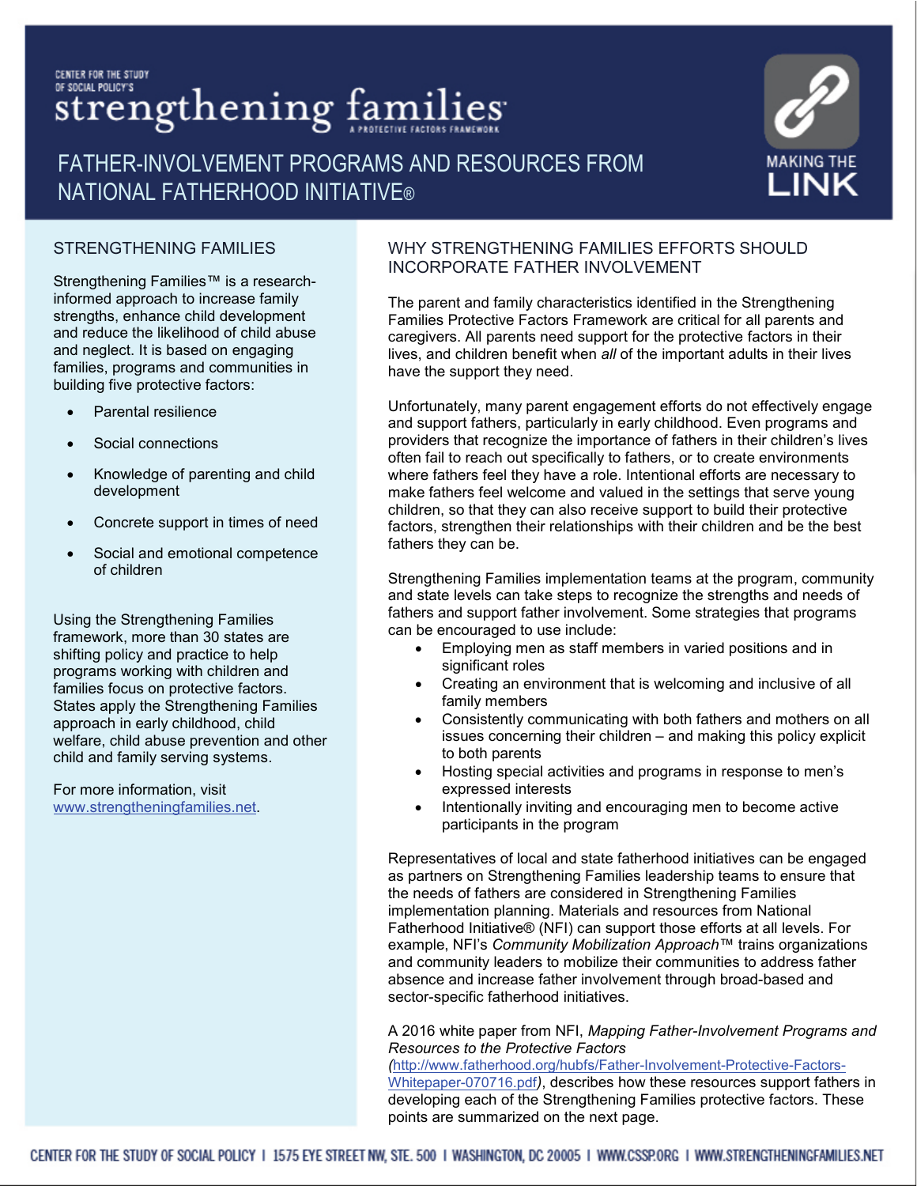CENTER FOR THE STUDY OF SOCIAL POLICY'S

# strengthening families

A PROTECTIVE FACTORS FRAMEWORK

## FATHER-INVOLVEMENT PROGRAMS AND RESOURCES FROM NATIONAL FATHERHOOD INITIATIVE®

MAKING THE LINK

### STRENGTHENING FAMILIES

Strengthening Families™ is a research-informed approach to increase family strengths, enhance child development and reduce the likelihood of child abuse and neglect. It is based on engaging families, programs and communities in building five protective factors:

- Parental resilience
- Social connections
- Knowledge of parenting and child development
- Concrete support in times of need
- Social and emotional competence of children

Using the Strengthening Families framework, more than 30 states are shifting policy and practice to help programs working with children and families focus on protective factors. States apply the Strengthening Families approach in early childhood, child welfare, child abuse prevention and other child and family serving systems.

For more information, visit www.strengtheningfamilies.net.

### WHY STRENGTHENING FAMILIES EFFORTS SHOULD INCORPORATE FATHER INVOLVEMENT

The parent and family characteristics identified in the Strengthening Families Protective Factors Framework are critical for all parents and caregivers. All parents need support for the protective factors in their lives, and children benefit when *all* of the important adults in their lives have the support they need.

Unfortunately, many parent engagement efforts do not effectively engage and support fathers, particularly in early childhood. Even programs and providers that recognize the importance of fathers in their children's lives often fail to reach out specifically to fathers, or to create environments where fathers feel they have a role. Intentional efforts are necessary to make fathers feel welcome and valued in the settings that serve young children, so that they can also receive support to build their protective factors, strengthen their relationships with their children and be the best fathers they can be.

Strengthening Families implementation teams at the program, community and state levels can take steps to recognize the strengths and needs of fathers and support father involvement. Some strategies that programs can be encouraged to use include:

- Employing men as staff members in varied positions and in significant roles
- Creating an environment that is welcoming and inclusive of all family members
- Consistently communicating with both fathers and mothers on all issues concerning their children – and making this policy explicit to both parents
- Hosting special activities and programs in response to men's expressed interests
- Intentionally inviting and encouraging men to become active participants in the program

Representatives of local and state fatherhood initiatives can be engaged as partners on Strengthening Families leadership teams to ensure that the needs of fathers are considered in Strengthening Families implementation planning. Materials and resources from National Fatherhood Initiative® (NFI) can support those efforts at all levels. For example, NFI's *Community Mobilization Approach*™ trains organizations and community leaders to mobilize their communities to address father absence and increase father involvement through broad-based and sector-specific fatherhood initiatives.

A 2016 white paper from NFI, *Mapping Father-Involvement Programs and Resources to the Protective Factors* (http://www.fatherhood.org/hubfs/Father-Involvement-Protective-Factors-Whitepaper-070716.pdf), describes how these resources support fathers in developing each of the Strengthening Families protective factors. These points are summarized on the next page.

CENTER FOR THE STUDY OF SOCIAL POLICY | 1575 EYE STREET NW, STE. 500 | WASHINGTON, DC 20005 | WWW.CSSP.ORG | WWW.STRENGTHENINGFAMILIES.NET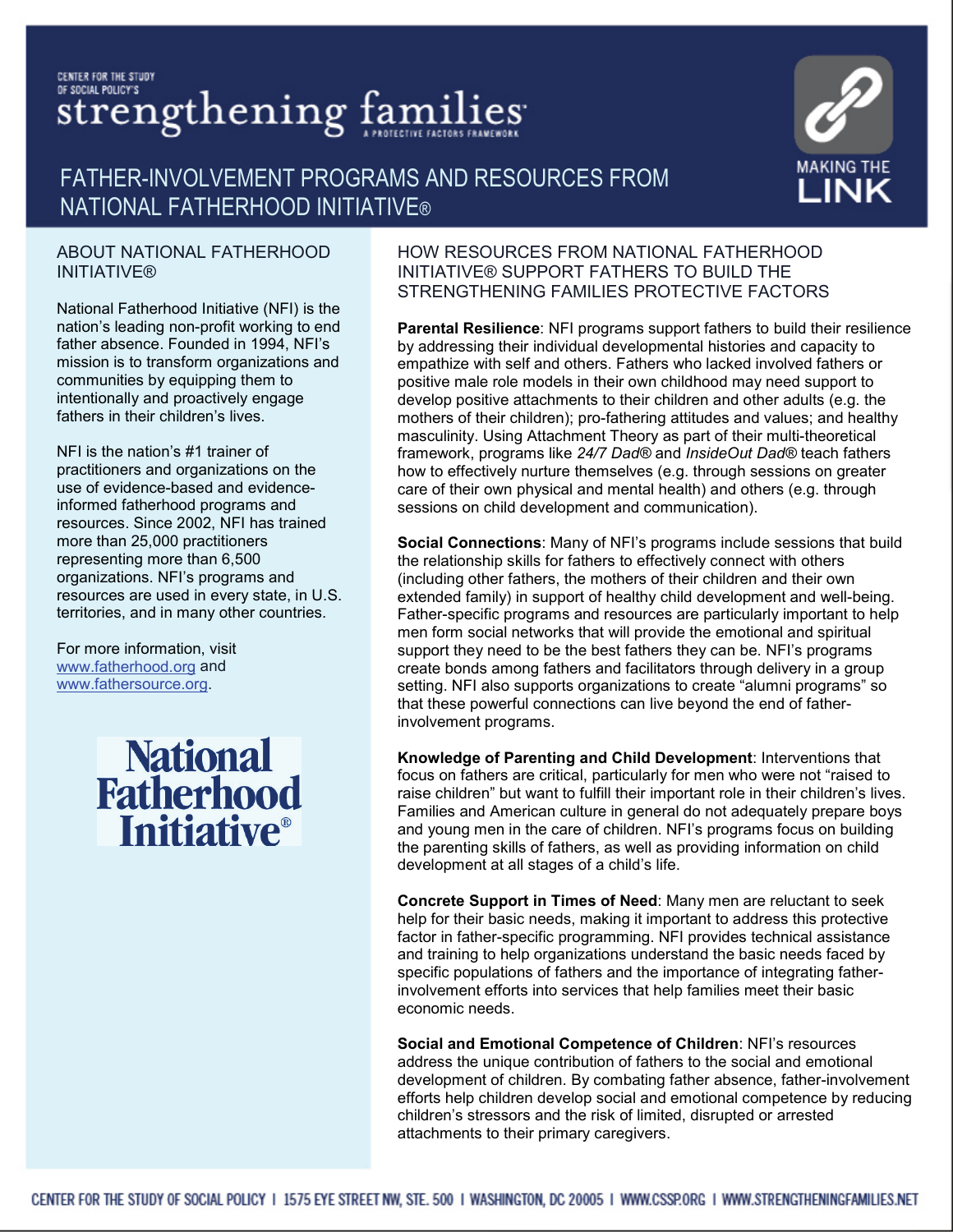CENTER FOR THE STUDY OF SOCIAL POLICY'S

# strengthening families

A PROTECTIVE FACTORS FRAMEWORK

## FATHER-INVOLVEMENT PROGRAMS AND RESOURCES FROM NATIONAL FATHERHOOD INITIATIVE®

MAKING THE LINK

### ABOUT NATIONAL FATHERHOOD INITIATIVE®

National Fatherhood Initiative (NFI) is the nation's leading non-profit working to end father absence. Founded in 1994, NFI's mission is to transform organizations and communities by equipping them to intentionally and proactively engage fathers in their children's lives.

NFI is the nation's #1 trainer of practitioners and organizations on the use of evidence-based and evidence-informed fatherhood programs and resources. Since 2002, NFI has trained more than 25,000 practitioners representing more than 6,500 organizations. NFI's programs and resources are used in every state, in U.S. territories, and in many other countries.

For more information, visit www.fatherhood.org and www.fathersource.org.

National Fatherhood Initiative®

### HOW RESOURCES FROM NATIONAL FATHERHOOD INITIATIVE® SUPPORT FATHERS TO BUILD THE STRENGTHENING FAMILIES PROTECTIVE FACTORS

**Parental Resilience**: NFI programs support fathers to build their resilience by addressing their individual developmental histories and capacity to empathize with self and others. Fathers who lacked involved fathers or positive male role models in their own childhood may need support to develop positive attachments to their children and other adults (e.g. the mothers of their children); pro-fathering attitudes and values; and healthy masculinity. Using Attachment Theory as part of their multi-theoretical framework, programs like *24/7 Dad*® and *InsideOut Dad*® teach fathers how to effectively nurture themselves (e.g. through sessions on greater care of their own physical and mental health) and others (e.g. through sessions on child development and communication).

**Social Connections**: Many of NFI's programs include sessions that build the relationship skills for fathers to effectively connect with others (including other fathers, the mothers of their children and their own extended family) in support of healthy child development and well-being. Father-specific programs and resources are particularly important to help men form social networks that will provide the emotional and spiritual support they need to be the best fathers they can be. NFI's programs create bonds among fathers and facilitators through delivery in a group setting. NFI also supports organizations to create "alumni programs" so that these powerful connections can live beyond the end of father-involvement programs.

**Knowledge of Parenting and Child Development**: Interventions that focus on fathers are critical, particularly for men who were not "raised to raise children" but want to fulfill their important role in their children's lives. Families and American culture in general do not adequately prepare boys and young men in the care of children. NFI's programs focus on building the parenting skills of fathers, as well as providing information on child development at all stages of a child's life.

**Concrete Support in Times of Need**: Many men are reluctant to seek help for their basic needs, making it important to address this protective factor in father-specific programming. NFI provides technical assistance and training to help organizations understand the basic needs faced by specific populations of fathers and the importance of integrating father-involvement efforts into services that help families meet their basic economic needs.

**Social and Emotional Competence of Children**: NFI's resources address the unique contribution of fathers to the social and emotional development of children. By combating father absence, father-involvement efforts help children develop social and emotional competence by reducing children's stressors and the risk of limited, disrupted or arrested attachments to their primary caregivers.

CENTER FOR THE STUDY OF SOCIAL POLICY | 1575 EYE STREET NW, STE. 500 | WASHINGTON, DC 20005 | WWW.CSSP.ORG | WWW.STRENGTHENINGFAMILIES.NET